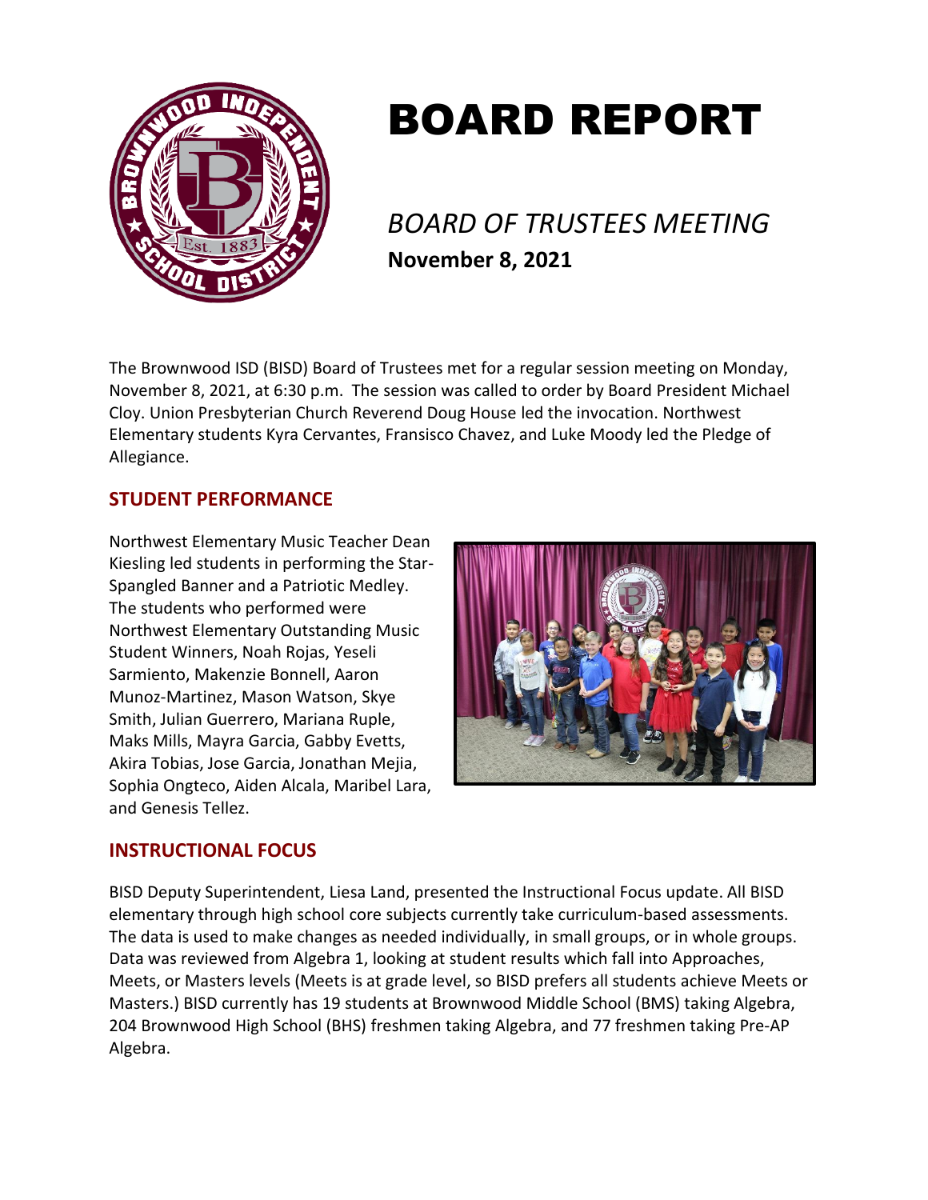# BOARD REPORT

*BOARD OF TRUSTEES MEETING*

**November 8, 2021**

The Brownwood ISD (BISD) Board of Trustees met for a regular session meeting on Monday, November 8, 2021, at 6:30 p.m. The session was called to order by Board President Michael Cloy. Union Presbyterian Church Reverend Doug House led the invocation. Northwest Elementary students Kyra Cervantes, Fransisco Chavez, and Luke Moody led the Pledge of Allegiance.

## STUDENT PERFORMANCE

Northwest Elementary Music Teacher Dean Kiesling led students in performing the Star-Spangled Banner and a Patriotic Medley. The students who performed were Northwest Elementary Outstanding Music Student Winners, Noah Rojas, Yeseli Sarmiento, Makenzie Bonnell, Aaron Munoz-Martinez, Mason Watson, Skye Smith, Julian Guerrero, Mariana Ruple, Maks Mills, Mayra Garcia, Gabby Evetts, Akira Tobias, Jose Garcia, Jonathan Mejia, Sophia Ongteco, Aiden Alcala, Maribel Lara, and Genesis Tellez.

## INSTRUCTIONAL FOCUS

BISD Deputy Superintendent, Liesa Land, presented the Instructional Focus update. All BISD elementary through high school core subjects currently take curriculum-based assessments. The data is used to make changes as needed individually, in small groups, or in whole groups. Data was reviewed from Algebra 1, looking at student results which fall into Approaches, Meets, or Masters levels (Meets is at grade level, so BISD prefers all students achieve Meets or Masters.) BISD currently has 19 students at Brownwood Middle School (BMS) taking Algebra, 204 Brownwood High School (BHS) freshmen taking Algebra, and 77 freshmen taking Pre-AP Algebra.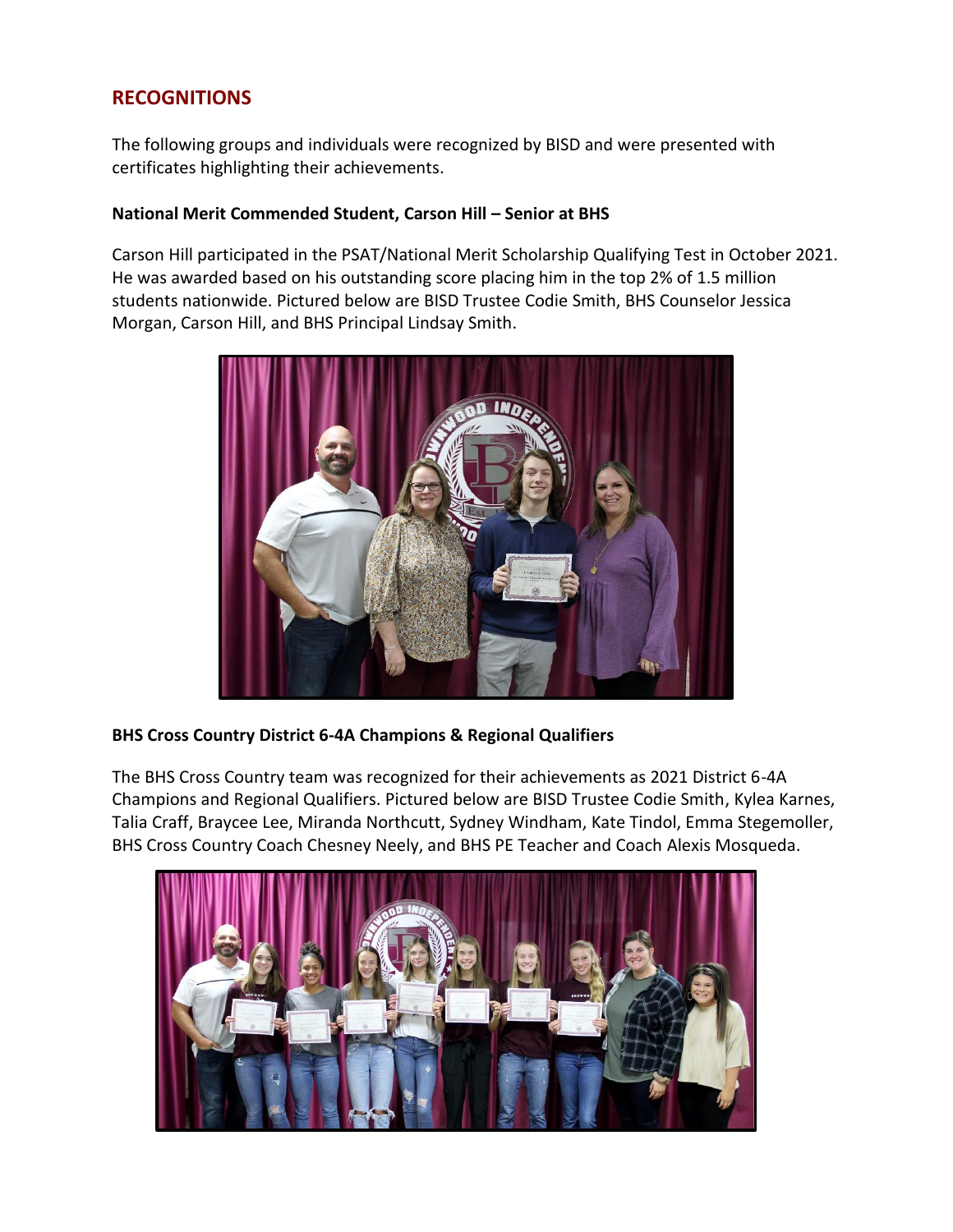## RECOGNITIONS

The following groups and individuals were recognized by BISD and were presented with certificates highlighting their achievements.

**National Merit Commended Student, Carson Hill – Senior at BHS**

Carson Hill participated in the PSAT/National Merit Scholarship Qualifying Test in October 2021. He was awarded based on his outstanding score placing him in the top 2% of 1.5 million students nationwide. Pictured below are BISD Trustee Codie Smith, BHS Counselor Jessica Morgan, Carson Hill, and BHS Principal Lindsay Smith.

**BHS Cross Country District 6-4A Champions & Regional Qualifiers**

The BHS Cross Country team was recognized for their achievements as 2021 District 6-4A Champions and Regional Qualifiers. Pictured below are BISD Trustee Codie Smith, Kylea Karnes, Talia Craff, Braycee Lee, Miranda Northcutt, Sydney Windham, Kate Tindol, Emma Stegemoller, BHS Cross Country Coach Chesney Neely, and BHS PE Teacher and Coach Alexis Mosqueda.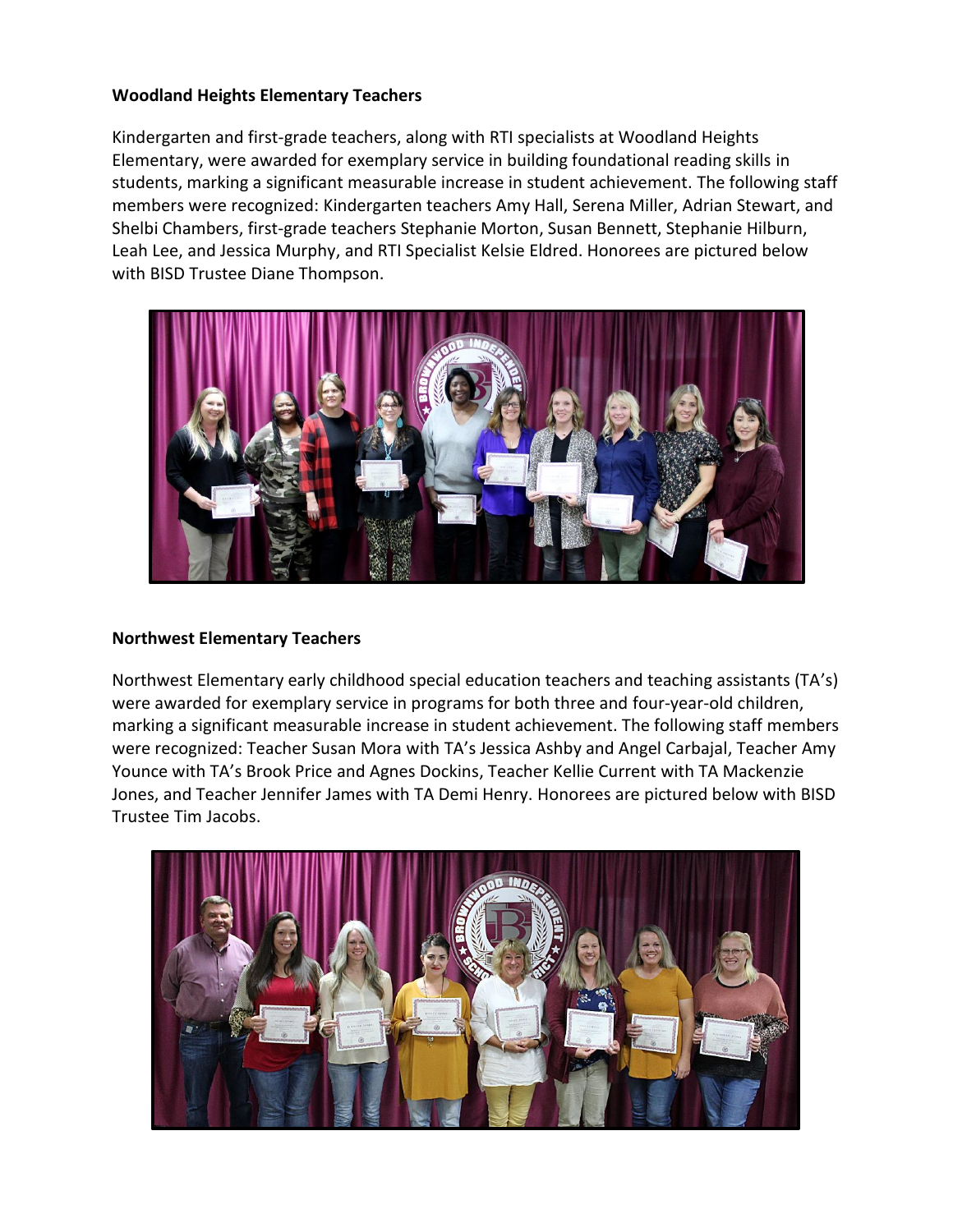**Woodland Heights Elementary Teachers**

Kindergarten and first-grade teachers, along with RTI specialists at Woodland Heights Elementary, were awarded for exemplary service in building foundational reading skills in students, marking a significant measurable increase in student achievement. The following staff members were recognized: Kindergarten teachers Amy Hall, Serena Miller, Adrian Stewart, and Shelbi Chambers, first-grade teachers Stephanie Morton, Susan Bennett, Stephanie Hilburn, Leah Lee, and Jessica Murphy, and RTI Specialist Kelsie Eldred. Honorees are pictured below with BISD Trustee Diane Thompson.

**Northwest Elementary Teachers**

Northwest Elementary early childhood special education teachers and teaching assistants (TA's) were awarded for exemplary service in programs for both three and four-year-old children, marking a significant measurable increase in student achievement. The following staff members were recognized: Teacher Susan Mora with TA's Jessica Ashby and Angel Carbajal, Teacher Amy Younce with TA's Brook Price and Agnes Dockins, Teacher Kellie Current with TA Mackenzie Jones, and Teacher Jennifer James with TA Demi Henry. Honorees are pictured below with BISD Trustee Tim Jacobs.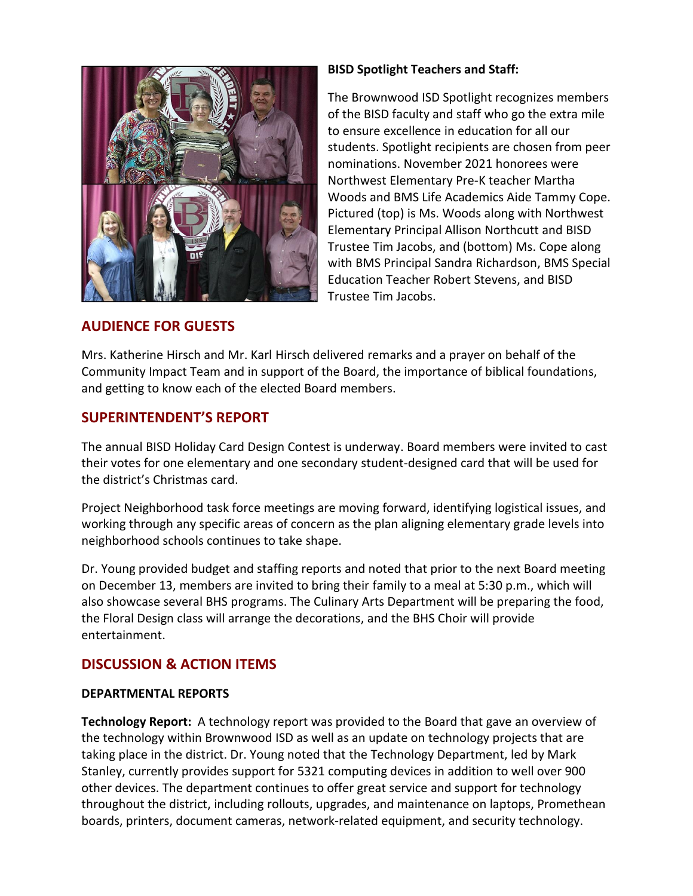**BISD Spotlight Teachers and Staff:**

The Brownwood ISD Spotlight recognizes members of the BISD faculty and staff who go the extra mile to ensure excellence in education for all our students. Spotlight recipients are chosen from peer nominations. November 2021 honorees were Northwest Elementary Pre-K teacher Martha Woods and BMS Life Academics Aide Tammy Cope. Pictured (top) is Ms. Woods along with Northwest Elementary Principal Allison Northcutt and BISD Trustee Tim Jacobs, and (bottom) Ms. Cope along with BMS Principal Sandra Richardson, BMS Special Education Teacher Robert Stevens, and BISD Trustee Tim Jacobs.

## AUDIENCE FOR GUESTS

Mrs. Katherine Hirsch and Mr. Karl Hirsch delivered remarks and a prayer on behalf of the Community Impact Team and in support of the Board, the importance of biblical foundations, and getting to know each of the elected Board members.

## SUPERINTENDENT'S REPORT

The annual BISD Holiday Card Design Contest is underway. Board members were invited to cast their votes for one elementary and one secondary student-designed card that will be used for the district's Christmas card.

Project Neighborhood task force meetings are moving forward, identifying logistical issues, and working through any specific areas of concern as the plan aligning elementary grade levels into neighborhood schools continues to take shape.

Dr. Young provided budget and staffing reports and noted that prior to the next Board meeting on December 13, members are invited to bring their family to a meal at 5:30 p.m., which will also showcase several BHS programs. The Culinary Arts Department will be preparing the food, the Floral Design class will arrange the decorations, and the BHS Choir will provide entertainment.

## DISCUSSION & ACTION ITEMS

### DEPARTMENTAL REPORTS

**Technology Report:** A technology report was provided to the Board that gave an overview of the technology within Brownwood ISD as well as an update on technology projects that are taking place in the district. Dr. Young noted that the Technology Department, led by Mark Stanley, currently provides support for 5321 computing devices in addition to well over 900 other devices. The department continues to offer great service and support for technology throughout the district, including rollouts, upgrades, and maintenance on laptops, Promethean boards, printers, document cameras, network-related equipment, and security technology.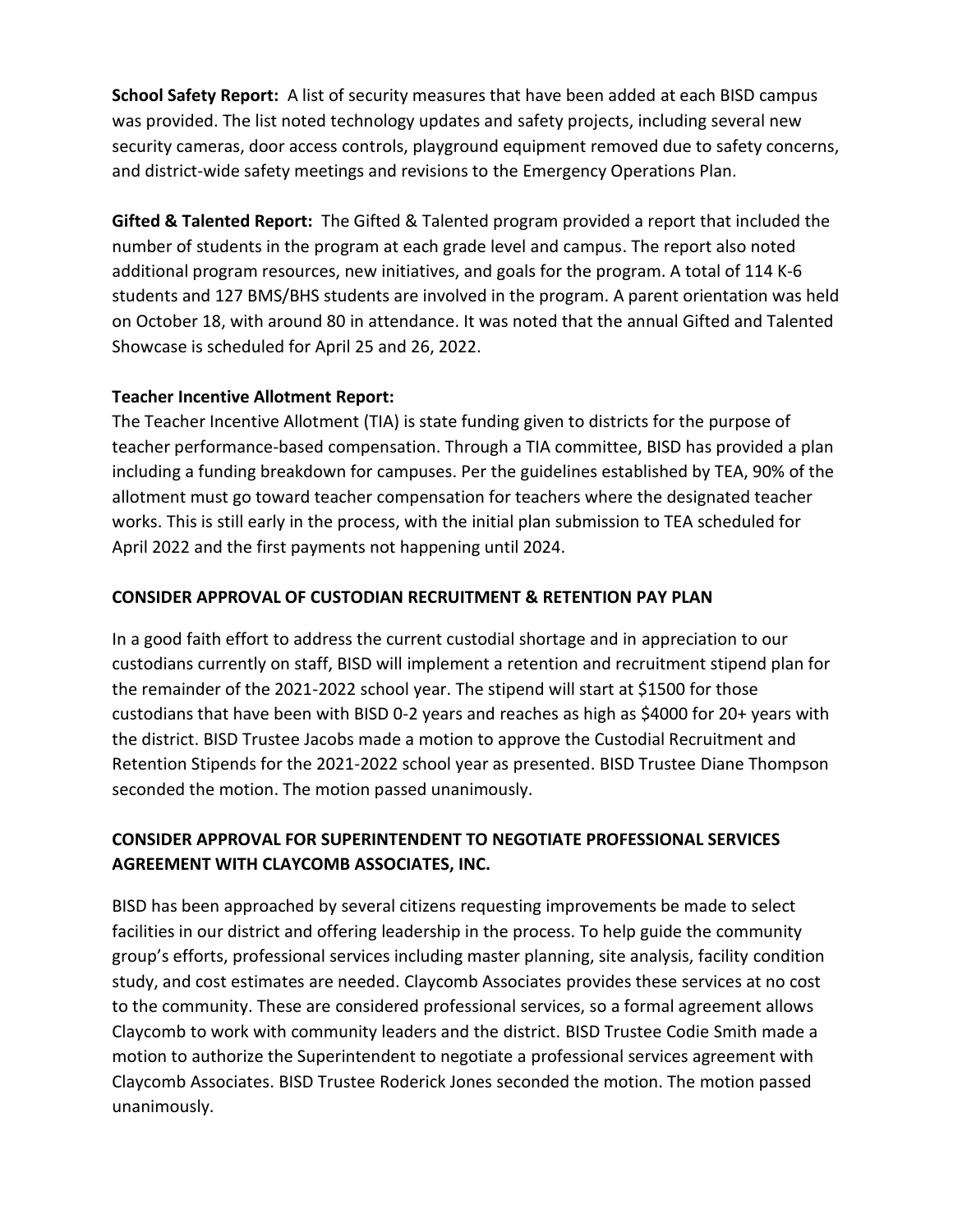**School Safety Report:** A list of security measures that have been added at each BISD campus was provided. The list noted technology updates and safety projects, including several new security cameras, door access controls, playground equipment removed due to safety concerns, and district-wide safety meetings and revisions to the Emergency Operations Plan.

**Gifted & Talented Report:** The Gifted & Talented program provided a report that included the number of students in the program at each grade level and campus. The report also noted additional program resources, new initiatives, and goals for the program. A total of 114 K-6 students and 127 BMS/BHS students are involved in the program. A parent orientation was held on October 18, with around 80 in attendance. It was noted that the annual Gifted and Talented Showcase is scheduled for April 25 and 26, 2022.

**Teacher Incentive Allotment Report:**

The Teacher Incentive Allotment (TIA) is state funding given to districts for the purpose of teacher performance-based compensation. Through a TIA committee, BISD has provided a plan including a funding breakdown for campuses. Per the guidelines established by TEA, 90% of the allotment must go toward teacher compensation for teachers where the designated teacher works. This is still early in the process, with the initial plan submission to TEA scheduled for April 2022 and the first payments not happening until 2024.

**CONSIDER APPROVAL OF CUSTODIAN RECRUITMENT & RETENTION PAY PLAN**

In a good faith effort to address the current custodial shortage and in appreciation to our custodians currently on staff, BISD will implement a retention and recruitment stipend plan for the remainder of the 2021-2022 school year. The stipend will start at $1500 for those custodians that have been with BISD 0-2 years and reaches as high as $4000 for 20+ years with the district. BISD Trustee Jacobs made a motion to approve the Custodial Recruitment and Retention Stipends for the 2021-2022 school year as presented. BISD Trustee Diane Thompson seconded the motion. The motion passed unanimously.

**CONSIDER APPROVAL FOR SUPERINTENDENT TO NEGOTIATE PROFESSIONAL SERVICES AGREEMENT WITH CLAYCOMB ASSOCIATES, INC.**

BISD has been approached by several citizens requesting improvements be made to select facilities in our district and offering leadership in the process. To help guide the community group's efforts, professional services including master planning, site analysis, facility condition study, and cost estimates are needed. Claycomb Associates provides these services at no cost to the community. These are considered professional services, so a formal agreement allows Claycomb to work with community leaders and the district. BISD Trustee Codie Smith made a motion to authorize the Superintendent to negotiate a professional services agreement with Claycomb Associates. BISD Trustee Roderick Jones seconded the motion. The motion passed unanimously.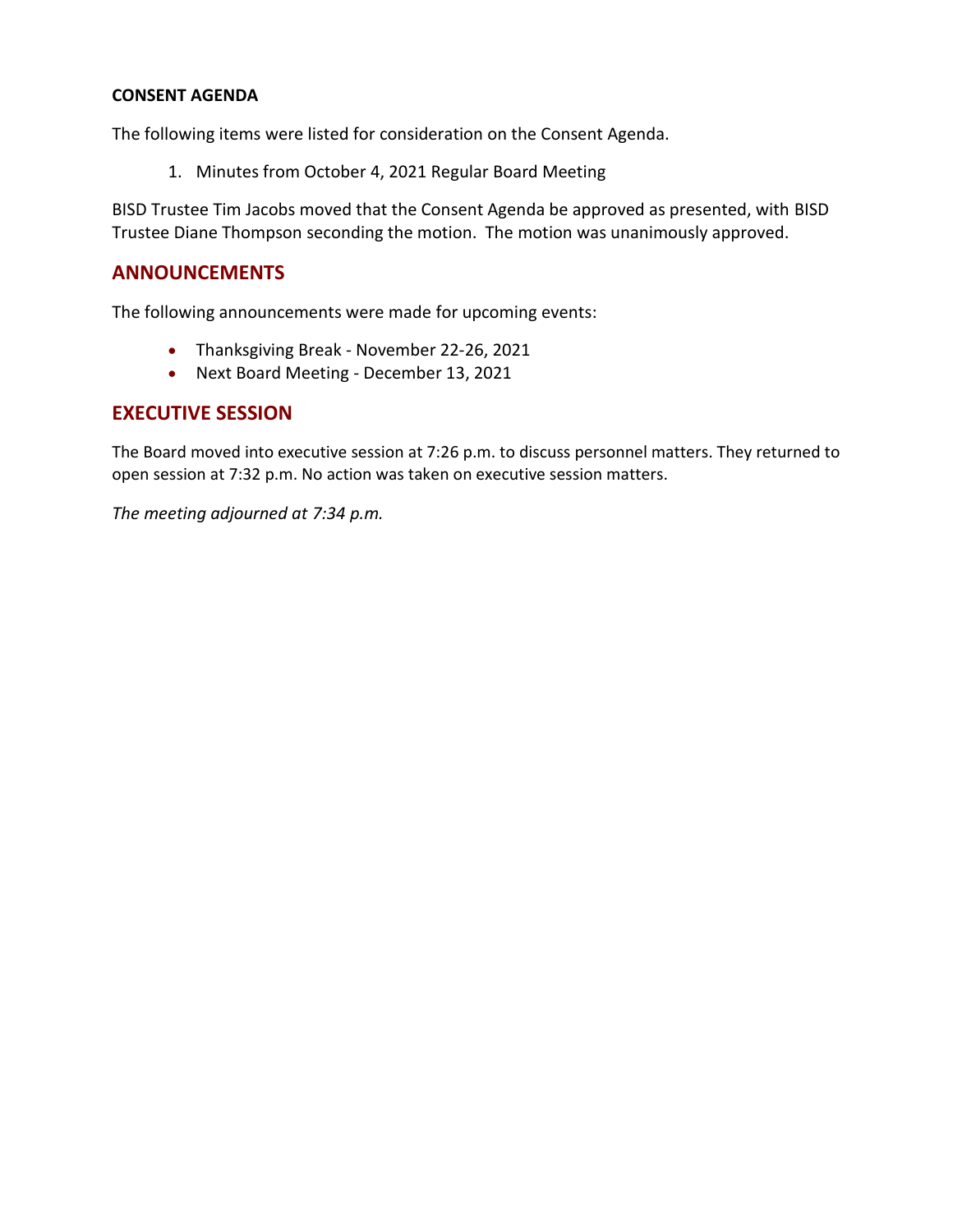**CONSENT AGENDA**

The following items were listed for consideration on the Consent Agenda.

1. Minutes from October 4, 2021 Regular Board Meeting

BISD Trustee Tim Jacobs moved that the Consent Agenda be approved as presented, with BISD Trustee Diane Thompson seconding the motion. The motion was unanimously approved.

## ANNOUNCEMENTS

The following announcements were made for upcoming events:

- Thanksgiving Break - November 22-26, 2021
- Next Board Meeting - December 13, 2021

## EXECUTIVE SESSION

The Board moved into executive session at 7:26 p.m. to discuss personnel matters. They returned to open session at 7:32 p.m. No action was taken on executive session matters.

*The meeting adjourned at 7:34 p.m.*